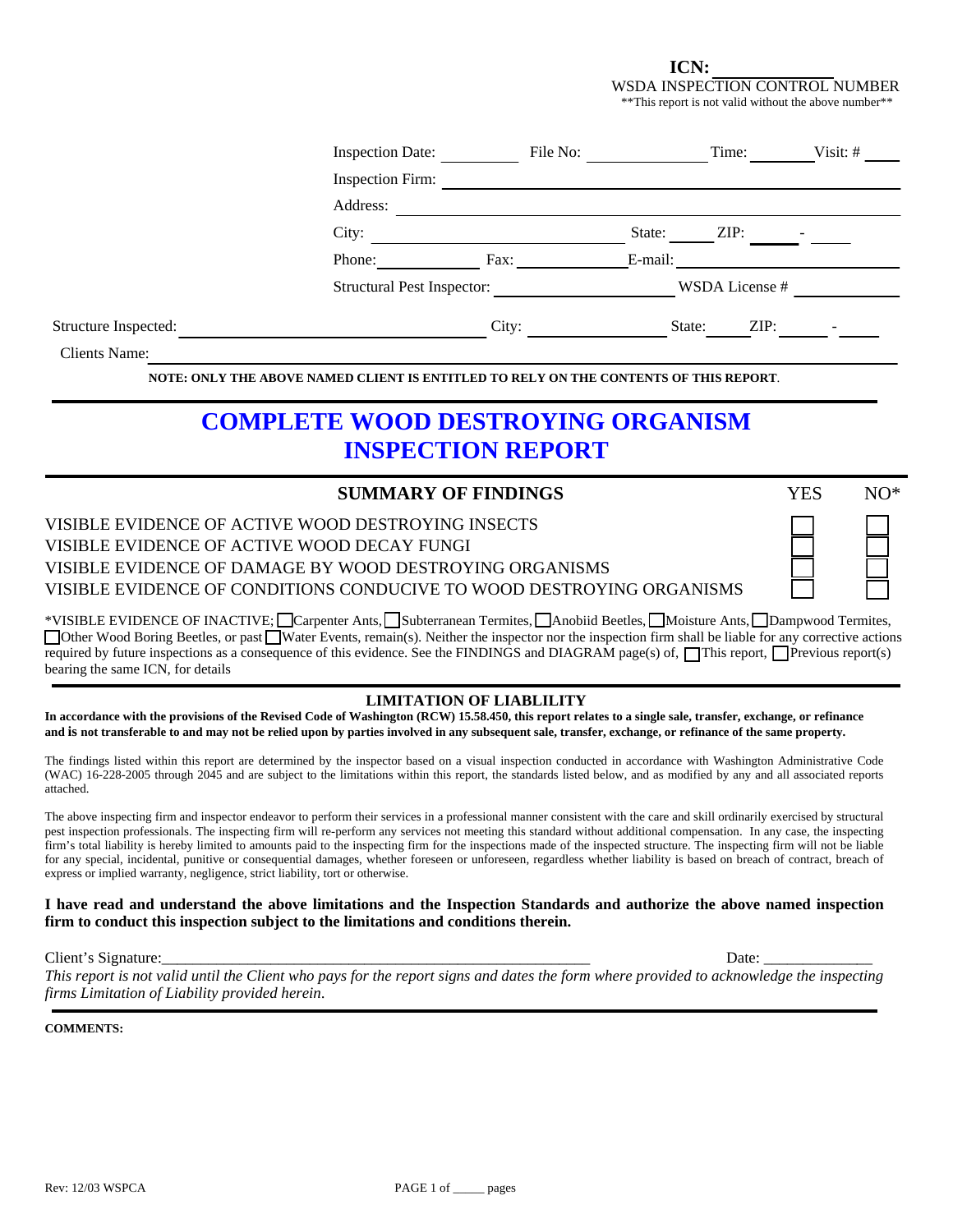**ICN:** \_\_\_\_\_\_\_\_\_\_\_\_\_\_
WSDA INSPECTION CONTROL NUMBER
\*\*This report is not valid without the above number\*\*

Inspection Date: \_\_\_\_\_\_\_\_\_\_ File No: \_\_\_\_\_\_\_\_\_\_\_\_\_\_ Time: \_\_\_\_\_\_\_ Visit: # \_\_\_\_

Inspection Firm: \_\_\_\_\_\_\_\_\_\_\_\_\_\_\_\_\_\_\_\_\_\_\_\_\_\_\_\_\_\_\_\_\_\_\_\_\_\_\_\_\_\_\_\_\_\_\_\_

Address: \_\_\_\_\_\_\_\_\_\_\_\_\_\_\_\_\_\_\_\_\_\_\_\_\_\_\_\_\_\_\_\_\_\_\_\_\_\_\_\_\_\_\_\_\_\_\_\_\_\_\_\_

City: \_\_\_\_\_\_\_\_\_\_\_\_\_\_\_\_\_\_\_\_\_\_\_\_\_\_\_\_ State: \_\_\_\_\_ ZIP: \_\_\_\_\_ - \_\_\_\_\_

Phone: \_\_\_\_\_\_\_\_\_\_\_\_ Fax: \_\_\_\_\_\_\_\_\_\_\_\_ E-mail: \_\_\_\_\_\_\_\_\_\_\_\_\_\_\_\_\_\_\_\_\_\_\_\_\_\_

Structural Pest Inspector: \_\_\_\_\_\_\_\_\_\_\_\_\_\_\_\_\_\_\_\_ WSDA License # \_\_\_\_\_\_\_\_\_\_\_\_

Structure Inspected: \_\_\_\_\_\_\_\_\_\_\_\_\_\_\_\_\_\_\_\_\_\_\_\_\_\_\_\_\_\_\_\_\_\_\_ City: \_\_\_\_\_\_\_\_\_\_\_\_\_\_\_\_ State: \_\_\_\_\_ ZIP: \_\_\_\_\_ - \_\_\_\_\_

Clients Name: \_\_\_\_\_\_\_\_\_\_\_\_\_\_\_\_\_\_\_\_\_\_\_\_\_\_\_\_\_\_\_\_\_\_\_\_\_\_\_\_\_\_\_\_\_\_\_\_\_\_\_\_\_\_\_\_\_\_\_\_\_\_\_\_\_\_\_\_\_\_\_\_\_\_

**NOTE: ONLY THE ABOVE NAMED CLIENT IS ENTITLED TO RELY ON THE CONTENTS OF THIS REPORT**.

# COMPLETE WOOD DESTROYING ORGANISM INSPECTION REPORT

| SUMMARY OF FINDINGS | YES | NO\* |
|---|---|---|
| VISIBLE EVIDENCE OF ACTIVE WOOD DESTROYING INSECTS | ☐ | ☐ |
| VISIBLE EVIDENCE OF ACTIVE WOOD DECAY FUNGI | ☐ | ☐ |
| VISIBLE EVIDENCE OF DAMAGE BY WOOD DESTROYING ORGANISMS | ☐ | ☐ |
| VISIBLE EVIDENCE OF CONDITIONS CONDUCIVE TO WOOD DESTROYING ORGANISMS | ☐ | ☐ |

\*VISIBLE EVIDENCE OF INACTIVE; ☐ Carpenter Ants, ☐ Subterranean Termites, ☐ Anobiid Beetles, ☐ Moisture Ants, ☐ Dampwood Termites, ☐ Other Wood Boring Beetles, or past ☐ Water Events, remain(s). Neither the inspector nor the inspection firm shall be liable for any corrective actions required by future inspections as a consequence of this evidence. See the FINDINGS and DIAGRAM page(s) of, ☐ This report, ☐ Previous report(s) bearing the same ICN, for details

## LIMITATION OF LIABLILITY

**In accordance with the provisions of the Revised Code of Washington (RCW) 15.58.450, this report relates to a single sale, transfer, exchange, or refinance and is not transferable to and may not be relied upon by parties involved in any subsequent sale, transfer, exchange, or refinance of the same property.**

The findings listed within this report are determined by the inspector based on a visual inspection conducted in accordance with Washington Administrative Code (WAC) 16-228-2005 through 2045 and are subject to the limitations within this report, the standards listed below, and as modified by any and all associated reports attached.

The above inspecting firm and inspector endeavor to perform their services in a professional manner consistent with the care and skill ordinarily exercised by structural pest inspection professionals. The inspecting firm will re-perform any services not meeting this standard without additional compensation. In any case, the inspecting firm's total liability is hereby limited to amounts paid to the inspecting firm for the inspections made of the inspected structure. The inspecting firm will not be liable for any special, incidental, punitive or consequential damages, whether foreseen or unforeseen, regardless whether liability is based on breach of contract, breach of express or implied warranty, negligence, strict liability, tort or otherwise.

**I have read and understand the above limitations and the Inspection Standards and authorize the above named inspection firm to conduct this inspection subject to the limitations and conditions therein.**

Client's Signature: \_\_\_\_\_\_\_\_\_\_\_\_\_\_\_\_\_\_\_\_\_\_\_\_\_\_\_\_\_\_\_\_\_\_\_\_\_\_\_\_\_\_\_\_\_\_\_\_\_\_\_\_ Date: \_\_\_\_\_\_\_\_\_\_\_\_\_

*This report is not valid until the Client who pays for the report signs and dates the form where provided to acknowledge the inspecting firms Limitation of Liability provided herein.*

**COMMENTS:**

Rev: 12/03 WSPCA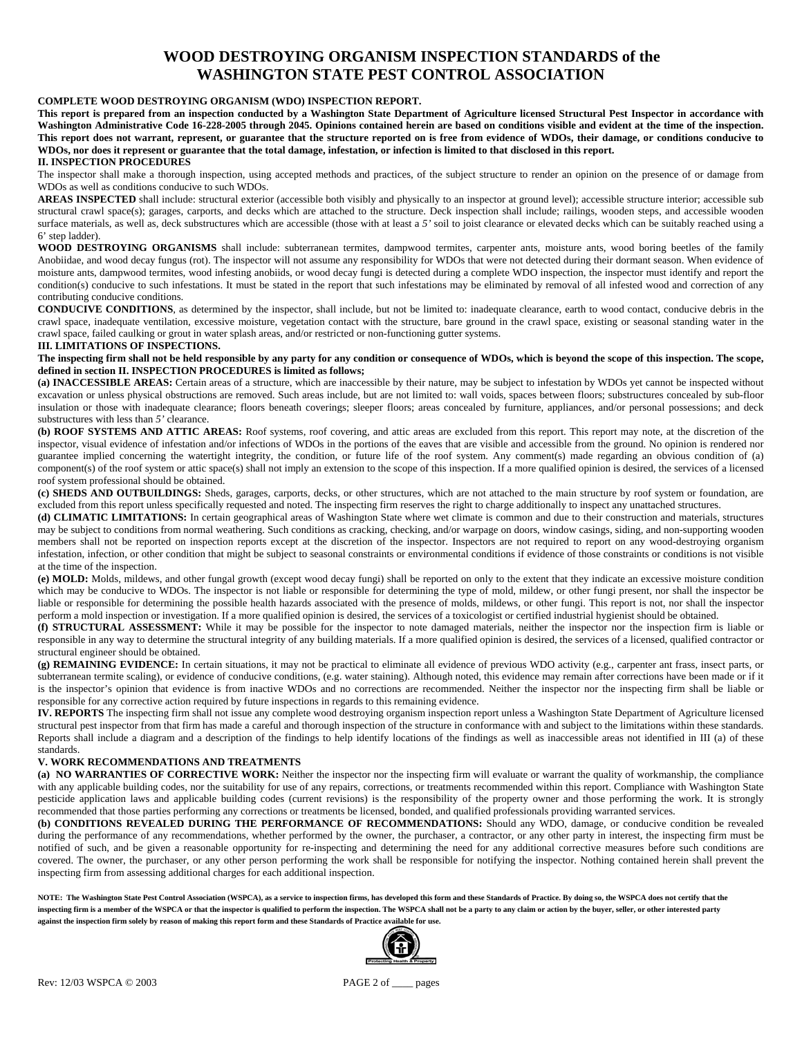# WOOD DESTROYING ORGANISM INSPECTION STANDARDS of the WASHINGTON STATE PEST CONTROL ASSOCIATION

**COMPLETE WOOD DESTROYING ORGANISM (WDO) INSPECTION REPORT.**

**This report is prepared from an inspection conducted by a Washington State Department of Agriculture licensed Structural Pest Inspector in accordance with Washington Administrative Code 16-228-2005 through 2045. Opinions contained herein are based on conditions visible and evident at the time of the inspection. This report does not warrant, represent, or guarantee that the structure reported on is free from evidence of WDOs, their damage, or conditions conducive to WDOs, nor does it represent or guarantee that the total damage, infestation, or infection is limited to that disclosed in this report.**

**II. INSPECTION PROCEDURES**

The inspector shall make a thorough inspection, using accepted methods and practices, of the subject structure to render an opinion on the presence of or damage from WDOs as well as conditions conducive to such WDOs.

**AREAS INSPECTED** shall include: structural exterior (accessible both visibly and physically to an inspector at ground level); accessible structure interior; accessible sub structural crawl space(s); garages, carports, and decks which are attached to the structure. Deck inspection shall include; railings, wooden steps, and accessible wooden surface materials, as well as, deck substructures which are accessible (those with at least a *5'* soil to joist clearance or elevated decks which can be suitably reached using a 6' step ladder).

**WOOD DESTROYING ORGANISMS** shall include: subterranean termites, dampwood termites, carpenter ants, moisture ants, wood boring beetles of the family Anobiidae, and wood decay fungus (rot). The inspector will not assume any responsibility for WDOs that were not detected during their dormant season. When evidence of moisture ants, dampwood termites, wood infesting anobiids, or wood decay fungi is detected during a complete WDO inspection, the inspector must identify and report the condition(s) conducive to such infestations. It must be stated in the report that such infestations may be eliminated by removal of all infested wood and correction of any contributing conducive conditions.

**CONDUCIVE CONDITIONS**, as determined by the inspector, shall include, but not be limited to: inadequate clearance, earth to wood contact, conducive debris in the crawl space, inadequate ventilation, excessive moisture, vegetation contact with the structure, bare ground in the crawl space, existing or seasonal standing water in the crawl space, failed caulking or grout in water splash areas, and/or restricted or non-functioning gutter systems.

**III. LIMITATIONS OF INSPECTIONS.**

**The inspecting firm shall not be held responsible by any party for any condition or consequence of WDOs, which is beyond the scope of this inspection. The scope, defined in section II. INSPECTION PROCEDURES is limited as follows;**

**(a) INACCESSIBLE AREAS:** Certain areas of a structure, which are inaccessible by their nature, may be subject to infestation by WDOs yet cannot be inspected without excavation or unless physical obstructions are removed. Such areas include, but are not limited to: wall voids, spaces between floors; substructures concealed by sub-floor insulation or those with inadequate clearance; floors beneath coverings; sleeper floors; areas concealed by furniture, appliances, and/or personal possessions; and deck substructures with less than *5'* clearance.

**(b) ROOF SYSTEMS AND ATTIC AREAS:** Roof systems, roof covering, and attic areas are excluded from this report. This report may note, at the discretion of the inspector, visual evidence of infestation and/or infections of WDOs in the portions of the eaves that are visible and accessible from the ground. No opinion is rendered nor guarantee implied concerning the watertight integrity, the condition, or future life of the roof system. Any comment(s) made regarding an obvious condition of (a) component(s) of the roof system or attic space(s) shall not imply an extension to the scope of this inspection. If a more qualified opinion is desired, the services of a licensed roof system professional should be obtained.

**(c) SHEDS AND OUTBUILDINGS:** Sheds, garages, carports, decks, or other structures, which are not attached to the main structure by roof system or foundation, are excluded from this report unless specifically requested and noted. The inspecting firm reserves the right to charge additionally to inspect any unattached structures.

**(d) CLIMATIC LIMITATIONS:** In certain geographical areas of Washington State where wet climate is common and due to their construction and materials, structures may be subject to conditions from normal weathering. Such conditions as cracking, checking, and/or warpage on doors, window casings, siding, and non-supporting wooden members shall not be reported on inspection reports except at the discretion of the inspector. Inspectors are not required to report on any wood-destroying organism infestation, infection, or other condition that might be subject to seasonal constraints or environmental conditions if evidence of those constraints or conditions is not visible at the time of the inspection.

**(e) MOLD:** Molds, mildews, and other fungal growth (except wood decay fungi) shall be reported on only to the extent that they indicate an excessive moisture condition which may be conducive to WDOs. The inspector is not liable or responsible for determining the type of mold, mildew, or other fungi present, nor shall the inspector be liable or responsible for determining the possible health hazards associated with the presence of molds, mildews, or other fungi. This report is not, nor shall the inspector perform a mold inspection or investigation. If a more qualified opinion is desired, the services of a toxicologist or certified industrial hygienist should be obtained.

**(f) STRUCTURAL ASSESSMENT:** While it may be possible for the inspector to note damaged materials, neither the inspector nor the inspection firm is liable or responsible in any way to determine the structural integrity of any building materials. If a more qualified opinion is desired, the services of a licensed, qualified contractor or structural engineer should be obtained.

**(g) REMAINING EVIDENCE:** In certain situations, it may not be practical to eliminate all evidence of previous WDO activity (e.g., carpenter ant frass, insect parts, or subterranean termite scaling), or evidence of conducive conditions, (e.g. water staining). Although noted, this evidence may remain after corrections have been made or if it is the inspector's opinion that evidence is from inactive WDOs and no corrections are recommended. Neither the inspector nor the inspecting firm shall be liable or responsible for any corrective action required by future inspections in regards to this remaining evidence.

**IV. REPORTS** The inspecting firm shall not issue any complete wood destroying organism inspection report unless a Washington State Department of Agriculture licensed structural pest inspector from that firm has made a careful and thorough inspection of the structure in conformance with and subject to the limitations within these standards. Reports shall include a diagram and a description of the findings to help identify locations of the findings as well as inaccessible areas not identified in III (a) of these standards.

**V. WORK RECOMMENDATIONS AND TREATMENTS**

**(a) NO WARRANTIES OF CORRECTIVE WORK:** Neither the inspector nor the inspecting firm will evaluate or warrant the quality of workmanship, the compliance with any applicable building codes, nor the suitability for use of any repairs, corrections, or treatments recommended within this report. Compliance with Washington State pesticide application laws and applicable building codes (current revisions) is the responsibility of the property owner and those performing the work. It is strongly recommended that those parties performing any corrections or treatments be licensed, bonded, and qualified professionals providing warranted services.

**(b) CONDITIONS REVEALED DURING THE PERFORMANCE OF RECOMMENDATIONS:** Should any WDO, damage, or conducive condition be revealed during the performance of any recommendations, whether performed by the owner, the purchaser, a contractor, or any other party in interest, the inspecting firm must be notified of such, and be given a reasonable opportunity for re-inspecting and determining the need for any additional corrective measures before such conditions are covered. The owner, the purchaser, or any other person performing the work shall be responsible for notifying the inspector. Nothing contained herein shall prevent the inspecting firm from assessing additional charges for each additional inspection.

**NOTE: The Washington State Pest Control Association (WSPCA), as a service to inspection firms, has developed this form and these Standards of Practice. By doing so, the WSPCA does not certify that the inspecting firm is a member of the WSPCA or that the inspector is qualified to perform the inspection. The WSPCA shall not be a party to any claim or action by the buyer, seller, or other interested party against the inspection firm solely by reason of making this report form and these Standards of Practice available for use.**

Rev: 12/03 WSPCA © 2003

PAGE 2 of ____ pages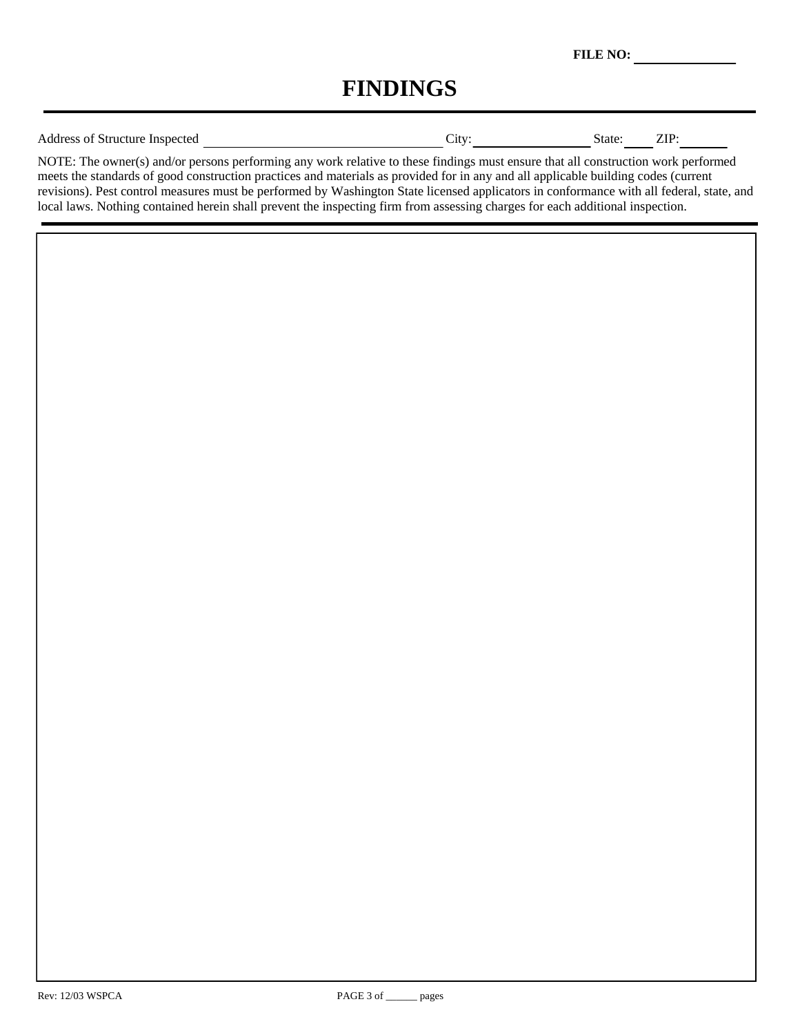**FILE NO:** ______________

# FINDINGS

Address of Structure Inspected ___________________________________ City: _________________ State: ____ ZIP: _______

NOTE: The owner(s) and/or persons performing any work relative to these findings must ensure that all construction work performed meets the standards of good construction practices and materials as provided for in any and all applicable building codes (current revisions). Pest control measures must be performed by Washington State licensed applicators in conformance with all federal, state, and local laws. Nothing contained herein shall prevent the inspecting firm from assessing charges for each additional inspection.

Rev: 12/03 WSPCA

PAGE 3 of ______ pages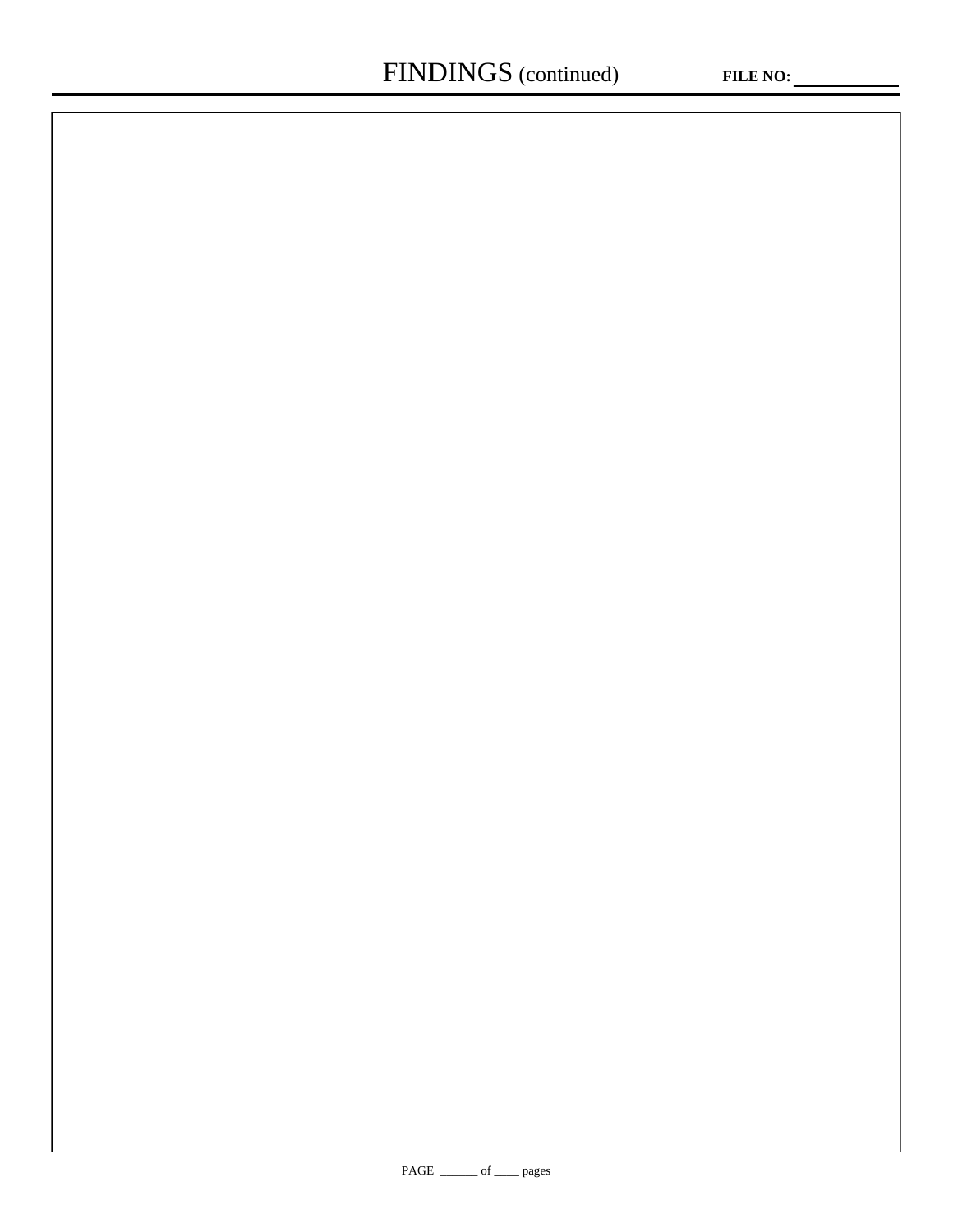# FINDINGS (continued)

**FILE NO:** ___________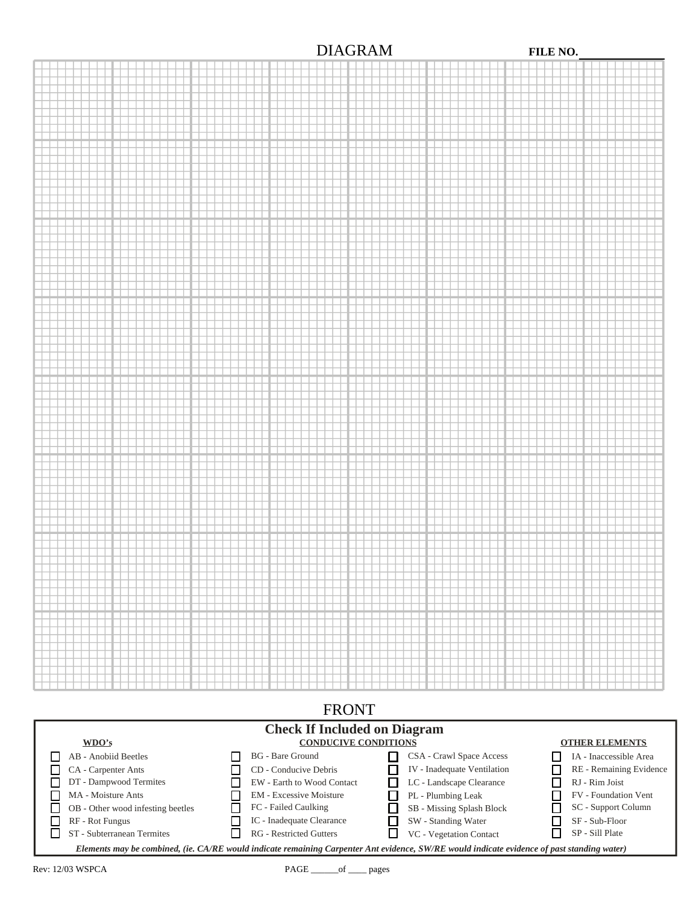# DIAGRAM

**FILE NO.** ____________

FRONT

## Check If Included on Diagram

| **WDO's** | **CONDUCIVE CONDITIONS** | | **OTHER ELEMENTS** |
|---|---|---|---|
| ☐ AB - Anobiid Beetles | ☐ BG - Bare Ground | ☐ CSA - Crawl Space Access | ☐ IA - Inaccessible Area |
| ☐ CA - Carpenter Ants | ☐ CD - Conducive Debris | ☐ IV - Inadequate Ventilation | ☐ RE - Remaining Evidence |
| ☐ DT - Dampwood Termites | ☐ EW - Earth to Wood Contact | ☐ LC - Landscape Clearance | ☐ RJ - Rim Joist |
| ☐ MA - Moisture Ants | ☐ EM - Excessive Moisture | ☐ PL - Plumbing Leak | ☐ FV - Foundation Vent |
| ☐ OB - Other wood infesting beetles | ☐ FC - Failed Caulking | ☐ SB - Missing Splash Block | ☐ SC - Support Column |
| ☐ RF - Rot Fungus | ☐ IC - Inadequate Clearance | ☐ SW - Standing Water | ☐ SF - Sub-Floor |
| ☐ ST - Subterranean Termites | ☐ RG - Restricted Gutters | ☐ VC - Vegetation Contact | ☐ SP - Sill Plate |

***Elements may be combined, (ie. CA/RE would indicate remaining Carpenter Ant evidence, SW/RE would indicate evidence of past standing water)***

Rev: 12/03 WSPCA

PAGE ______of ____ pages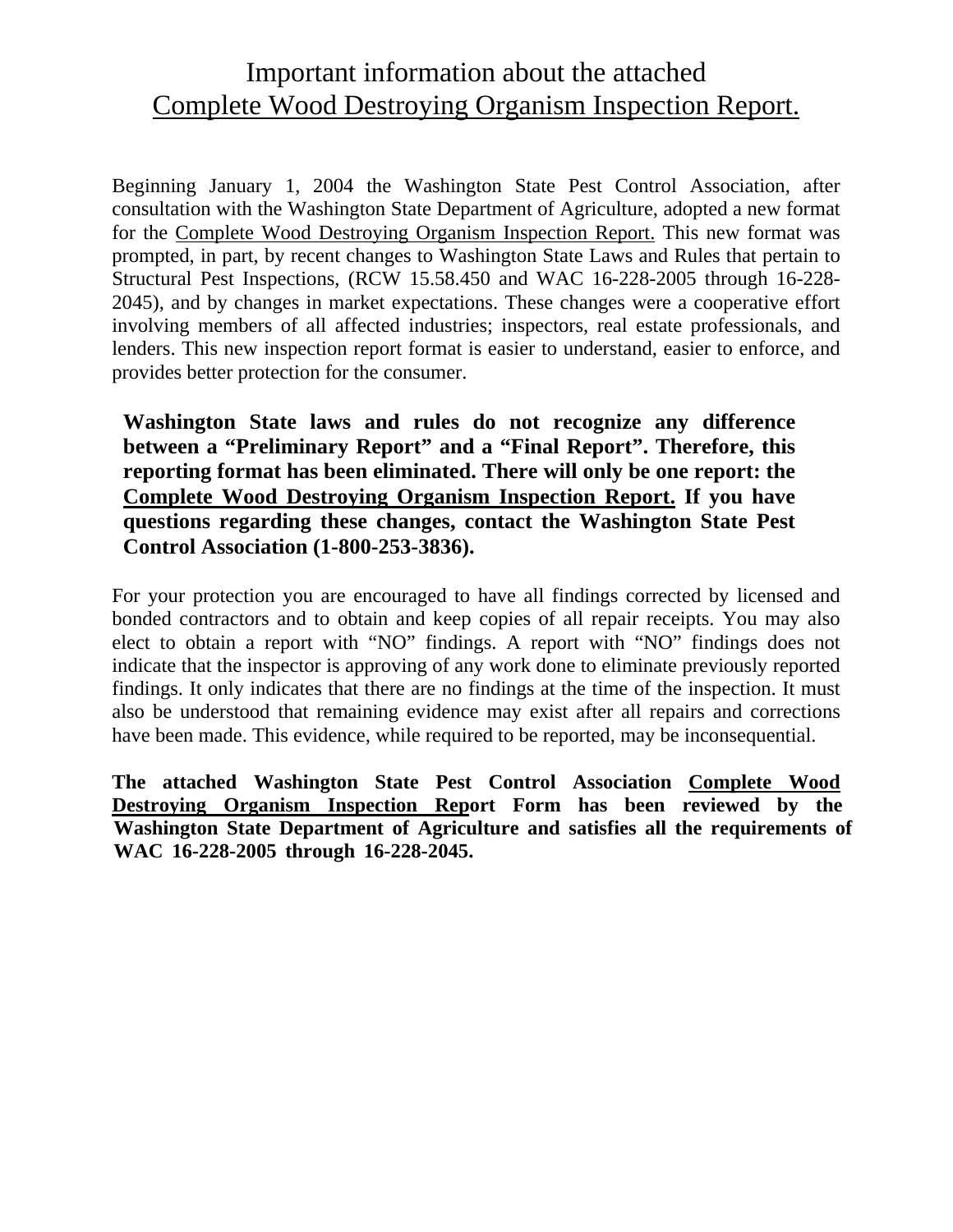# Important information about the attached Complete Wood Destroying Organism Inspection Report.

Beginning January 1, 2004 the Washington State Pest Control Association, after consultation with the Washington State Department of Agriculture, adopted a new format for the Complete Wood Destroying Organism Inspection Report. This new format was prompted, in part, by recent changes to Washington State Laws and Rules that pertain to Structural Pest Inspections, (RCW 15.58.450 and WAC 16-228-2005 through 16-228-2045), and by changes in market expectations. These changes were a cooperative effort involving members of all affected industries; inspectors, real estate professionals, and lenders. This new inspection report format is easier to understand, easier to enforce, and provides better protection for the consumer.

**Washington State laws and rules do not recognize any difference between a "Preliminary Report" and a "Final Report". Therefore, this reporting format has been eliminated. There will only be one report: the Complete Wood Destroying Organism Inspection Report. If you have questions regarding these changes, contact the Washington State Pest Control Association (1-800-253-3836).**

For your protection you are encouraged to have all findings corrected by licensed and bonded contractors and to obtain and keep copies of all repair receipts. You may also elect to obtain a report with "NO" findings. A report with "NO" findings does not indicate that the inspector is approving of any work done to eliminate previously reported findings. It only indicates that there are no findings at the time of the inspection. It must also be understood that remaining evidence may exist after all repairs and corrections have been made. This evidence, while required to be reported, may be inconsequential.

**The attached Washington State Pest Control Association Complete Wood Destroying Organism Inspection Report Form has been reviewed by the Washington State Department of Agriculture and satisfies all the requirements of WAC 16-228-2005 through 16-228-2045.**